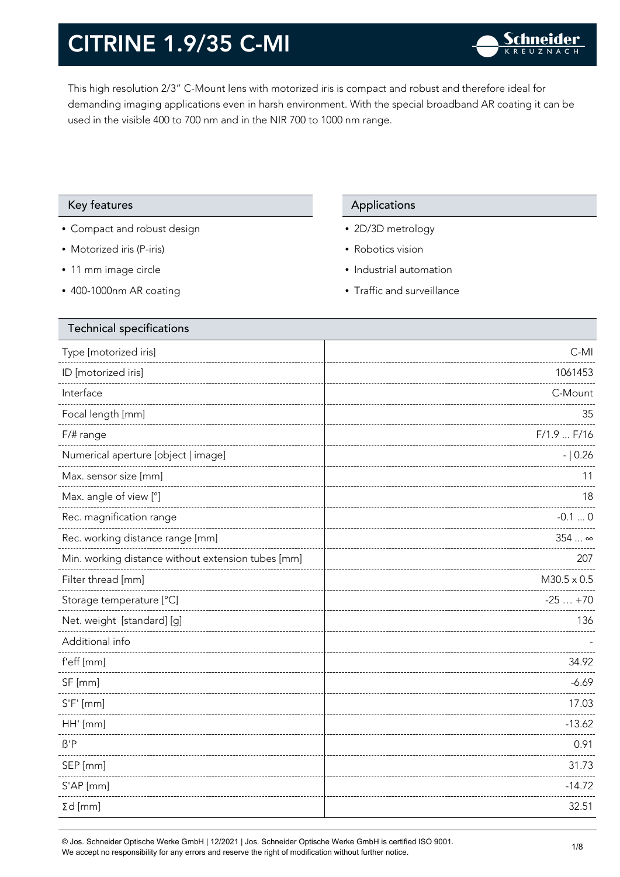# CITRINE 1.9/35 C-MI

This high resolution 2/3" C-Mount lens with motorized iris is compact and robust and therefore ideal for demanding imaging applications even in harsh environment. With the special broadband AR coating it can be used in the visible 400 to 700 nm and in the NIR 700 to 1000 nm range.

## Key features

- Compact and robust design
- Motorized iris (P-iris)
- 11 mm image circle
- 400-1000nm AR coating

## Applications

- 2D/3D metrology
- Robotics vision
- Industrial automation
- Traffic and surveillance

## Technical specifications

| Parameter | Value |
|---|---|
| Type [motorized iris] | C-MI |
| ID [motorized iris] | 1061453 |
| Interface | C-Mount |
| Focal length [mm] | 35 |
| F/# range | F/1.9 ... F/16 |
| Numerical aperture [object \| image] | - \| 0.26 |
| Max. sensor size [mm] | 11 |
| Max. angle of view [°] | 18 |
| Rec. magnification range | -0.1 ... 0 |
| Rec. working distance range [mm] | 354 ... ∞ |
| Min. working distance without extension tubes [mm] | 207 |
| Filter thread [mm] | M30.5 x 0.5 |
| Storage temperature [°C] | -25 … +70 |
| Net. weight [standard] [g] | 136 |
| Additional info | - |
| f'eff [mm] | 34.92 |
| SF [mm] | -6.69 |
| S'F' [mm] | 17.03 |
| HH' [mm] | -13.62 |
| ß'P | 0.91 |
| SEP [mm] | 31.73 |
| S'AP [mm] | -14.72 |
| Σd [mm] | 32.51 |

© Jos. Schneider Optische Werke GmbH | 12/2021 | Jos. Schneider Optische Werke GmbH is certified ISO 9001.
We accept no responsibility for any errors and reserve the right of modification without further notice.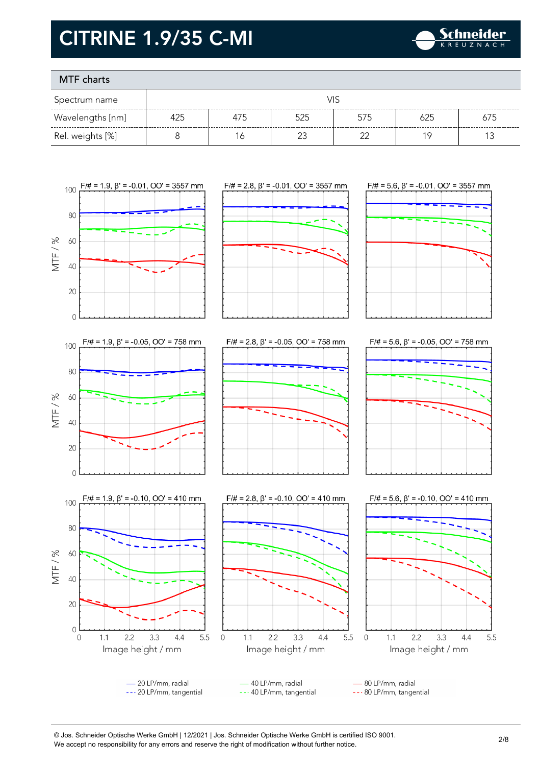# CITRINE 1.9/35 C-MI

## MTF charts

| Spectrum name | VIS | | | | | |
|---|---|---|---|---|---|---|
| Wavelengths [nm] | 425 | 475 | 525 | 575 | 625 | 675 |
| Rel. weights [%] | 8 | 16 | 23 | 22 | 19 | 13 |

F/# = 1.9, β' = -0.01, OO' = 3557 mm

F/# = 2.8, β' = -0.01, OO' = 3557 mm

F/# = 5.6, β' = -0.01, OO' = 3557 mm

F/# = 1.9, β' = -0.05, OO' = 758 mm

F/# = 2.8, β' = -0.05, OO' = 758 mm

F/# = 5.6, β' = -0.05, OO' = 758 mm

F/# = 1.9, β' = -0.10, OO' = 410 mm

F/# = 2.8, β' = -0.10, OO' = 410 mm

F/# = 5.6, β' = -0.10, OO' = 410 mm

MTF / %

Image height / mm

— 20 LP/mm, radial
--- 20 LP/mm, tangential
— 40 LP/mm, radial
--- 40 LP/mm, tangential
— 80 LP/mm, radial
--- 80 LP/mm, tangential

© Jos. Schneider Optische Werke GmbH | 12/2021 | Jos. Schneider Optische Werke GmbH is certified ISO 9001.
We accept no responsibility for any errors and reserve the right of modification without further notice.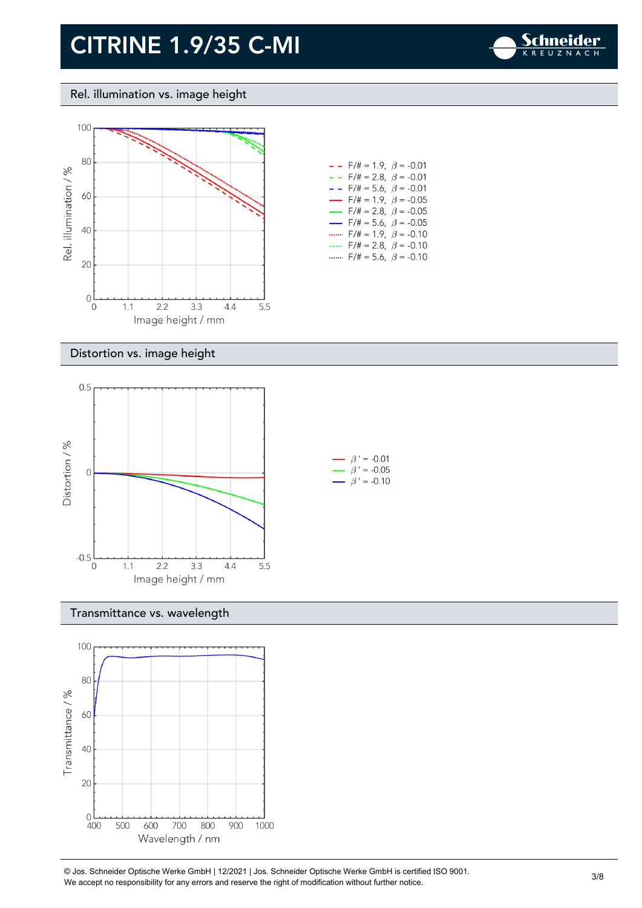# CITRINE 1.9/35 C-MI

## Rel. illumination vs. image height

Rel. illumination / %

Image height / mm

- F/# = 1.9, $\beta$ = -0.01
- F/# = 2.8, $\beta$ = -0.01
- F/# = 5.6, $\beta$ = -0.01
- F/# = 1.9, $\beta$ = -0.05
- F/# = 2.8, $\beta$ = -0.05
- F/# = 5.6, $\beta$ = -0.05
- F/# = 1.9, $\beta$ = -0.10
- F/# = 2.8, $\beta$ = -0.10
- F/# = 5.6, $\beta$ = -0.10

## Distortion vs. image height

Distortion / %

Image height / mm

- $\beta'$ = -0.01
- $\beta'$ = -0.05
- $\beta'$ = -0.10

## Transmittance vs. wavelength

Transmittance / %

Wavelength / nm

© Jos. Schneider Optische Werke GmbH | 12/2021 | Jos. Schneider Optische Werke GmbH is certified ISO 9001.
We accept no responsibility for any errors and reserve the right of modification without further notice.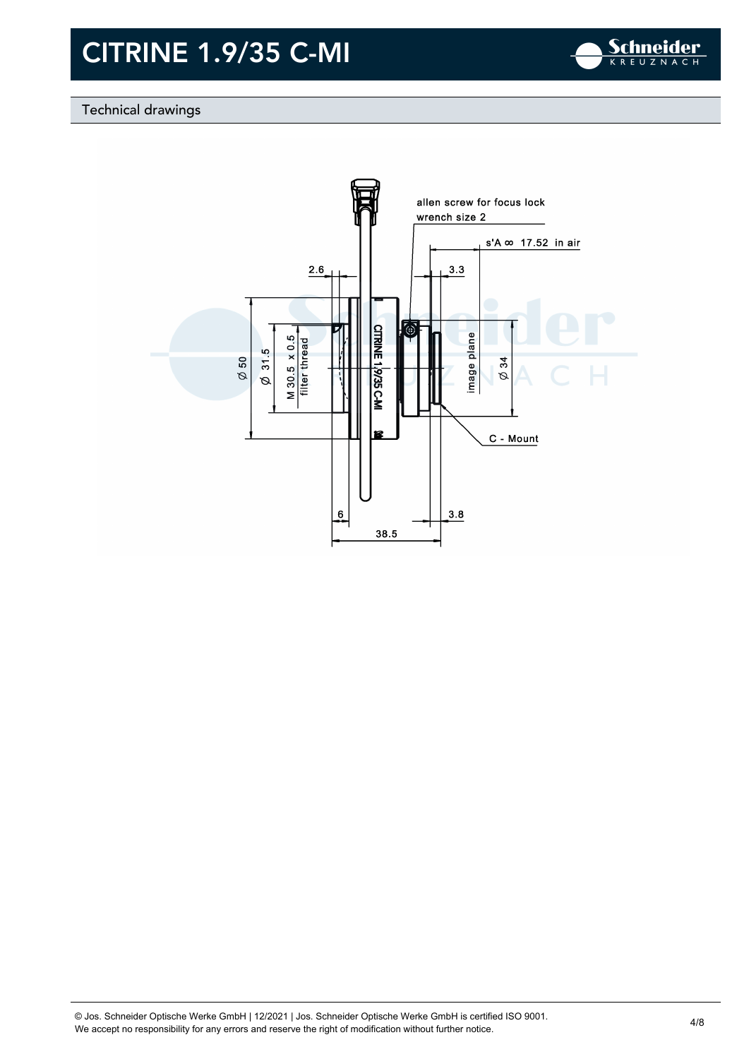# CITRINE 1.9/35 C-MI

## Technical drawings

allen screw for focus lock
wrench size 2

s'A ∞ 17.52 in air

2.6

3.3

Ø 50

Ø 31.5

M 30.5 x 0.5
filter thread

CITRINE 1.9/35 C-MI

image plane

Ø 34

C - Mount

6

3.8

38.5

© Jos. Schneider Optische Werke GmbH | 12/2021 | Jos. Schneider Optische Werke GmbH is certified ISO 9001.
We accept no responsibility for any errors and reserve the right of modification without further notice.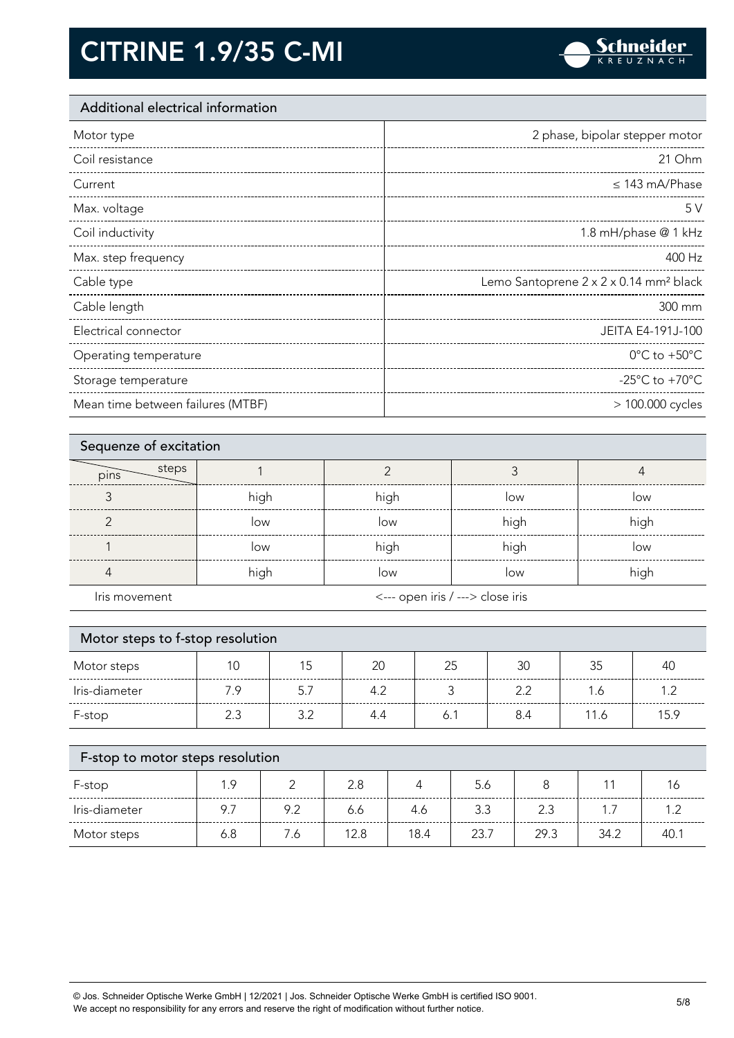# CITRINE 1.9/35 C-MI

## Additional electrical information

| | |
|---|---|
| Motor type | 2 phase, bipolar stepper motor |
| Coil resistance | 21 Ohm |
| Current | ≤ 143 mA/Phase |
| Max. voltage | 5 V |
| Coil inductivity | 1.8 mH/phase @ 1 kHz |
| Max. step frequency | 400 Hz |
| Cable type | Lemo Santoprene 2 x 2 x 0.14 mm² black |
| Cable length | 300 mm |
| Electrical connector | JEITA E4-191J-100 |
| Operating temperature | 0°C to +50°C |
| Storage temperature | -25°C to +70°C |
| Mean time between failures (MTBF) | > 100.000 cycles |

## Sequenze of excitation

| pins \ steps | 1 | 2 | 3 | 4 |
|---|---|---|---|---|
| 3 | high | high | low | low |
| 2 | low | low | high | high |
| 1 | low | high | high | low |
| 4 | high | low | low | high |
| Iris movement | <--- open iris / ---> close iris | | | |

## Motor steps to f-stop resolution

| Motor steps | 10 | 15 | 20 | 25 | 30 | 35 | 40 |
|---|---|---|---|---|---|---|---|
| Iris-diameter | 7.9 | 5.7 | 4.2 | 3 | 2.2 | 1.6 | 1.2 |
| F-stop | 2.3 | 3.2 | 4.4 | 6.1 | 8.4 | 11.6 | 15.9 |

## F-stop to motor steps resolution

| F-stop | 1.9 | 2 | 2.8 | 4 | 5.6 | 8 | 11 | 16 |
|---|---|---|---|---|---|---|---|---|
| Iris-diameter | 9.7 | 9.2 | 6.6 | 4.6 | 3.3 | 2.3 | 1.7 | 1.2 |
| Motor steps | 6.8 | 7.6 | 12.8 | 18.4 | 23.7 | 29.3 | 34.2 | 40.1 |

© Jos. Schneider Optische Werke GmbH | 12/2021 | Jos. Schneider Optische Werke GmbH is certified ISO 9001.
We accept no responsibility for any errors and reserve the right of modification without further notice.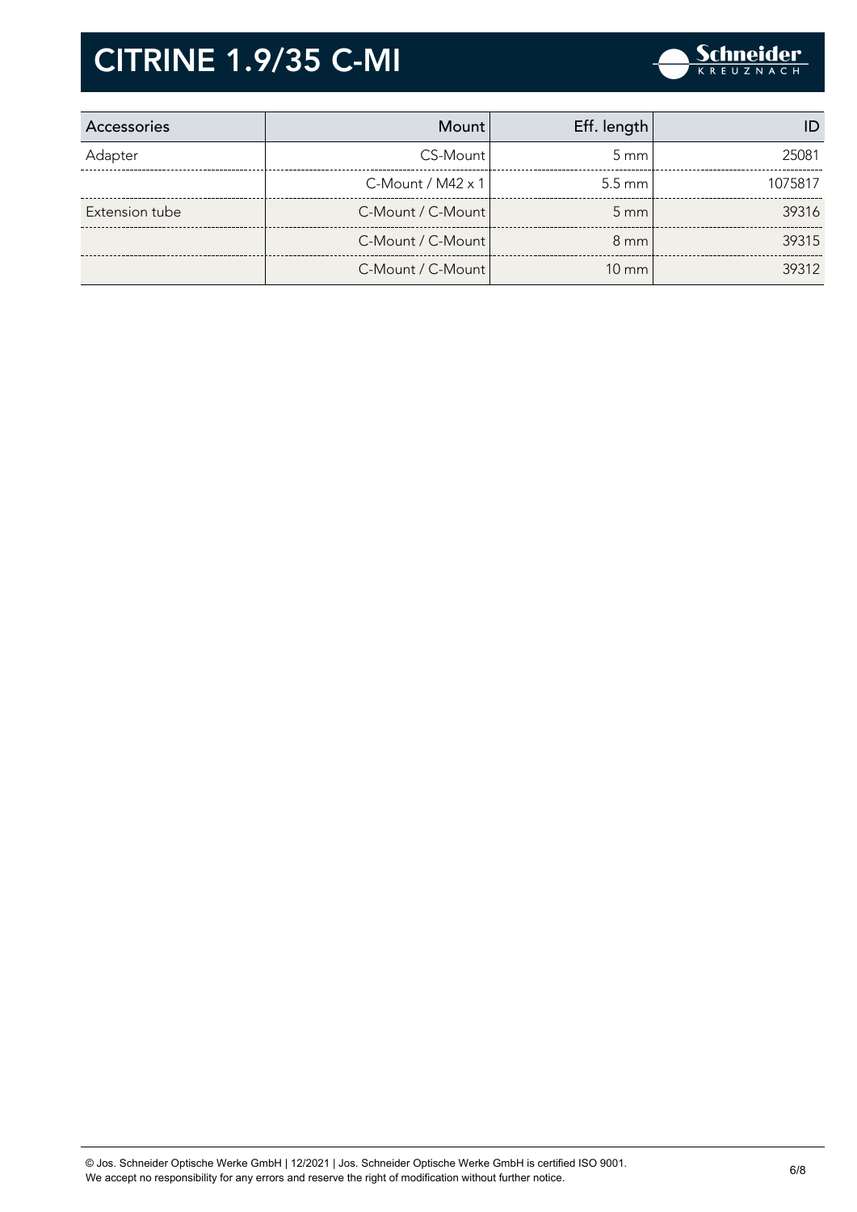# CITRINE 1.9/35 C-MI

| Accessories | Mount | Eff. length | ID |
|---|---|---|---|
| Adapter | CS-Mount | 5 mm | 25081 |
| | C-Mount / M42 x 1 | 5.5 mm | 1075817 |
| Extension tube | C-Mount / C-Mount | 5 mm | 39316 |
| | C-Mount / C-Mount | 8 mm | 39315 |
| | C-Mount / C-Mount | 10 mm | 39312 |

© Jos. Schneider Optische Werke GmbH | 12/2021 | Jos. Schneider Optische Werke GmbH is certified ISO 9001.
We accept no responsibility for any errors and reserve the right of modification without further notice.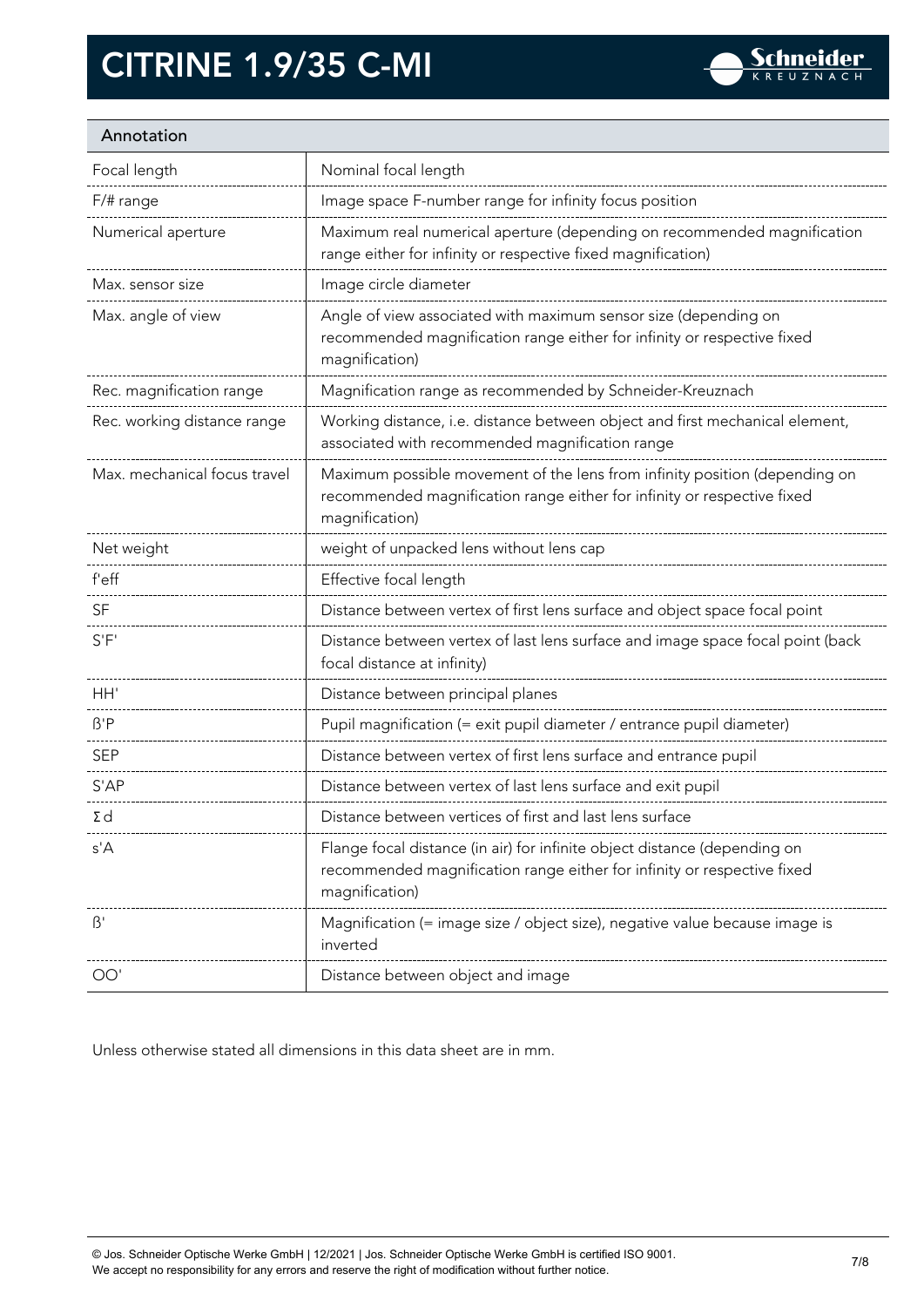# CITRINE 1.9/35 C-MI

| Annotation | |
|---|---|
| Focal length | Nominal focal length |
| F/# range | Image space F-number range for infinity focus position |
| Numerical aperture | Maximum real numerical aperture (depending on recommended magnification range either for infinity or respective fixed magnification) |
| Max. sensor size | Image circle diameter |
| Max. angle of view | Angle of view associated with maximum sensor size (depending on recommended magnification range either for infinity or respective fixed magnification) |
| Rec. magnification range | Magnification range as recommended by Schneider-Kreuznach |
| Rec. working distance range | Working distance, i.e. distance between object and first mechanical element, associated with recommended magnification range |
| Max. mechanical focus travel | Maximum possible movement of the lens from infinity position (depending on recommended magnification range either for infinity or respective fixed magnification) |
| Net weight | weight of unpacked lens without lens cap |
| f'eff | Effective focal length |
| SF | Distance between vertex of first lens surface and object space focal point |
| S'F' | Distance between vertex of last lens surface and image space focal point (back focal distance at infinity) |
| HH' | Distance between principal planes |
| ß'P | Pupil magnification (= exit pupil diameter / entrance pupil diameter) |
| SEP | Distance between vertex of first lens surface and entrance pupil |
| S'AP | Distance between vertex of last lens surface and exit pupil |
| Σ d | Distance between vertices of first and last lens surface |
| s'A | Flange focal distance (in air) for infinite object distance (depending on recommended magnification range either for infinity or respective fixed magnification) |
| ß' | Magnification (= image size / object size), negative value because image is inverted |
| OO' | Distance between object and image |

Unless otherwise stated all dimensions in this data sheet are in mm.

© Jos. Schneider Optische Werke GmbH | 12/2021 | Jos. Schneider Optische Werke GmbH is certified ISO 9001.
We accept no responsibility for any errors and reserve the right of modification without further notice.